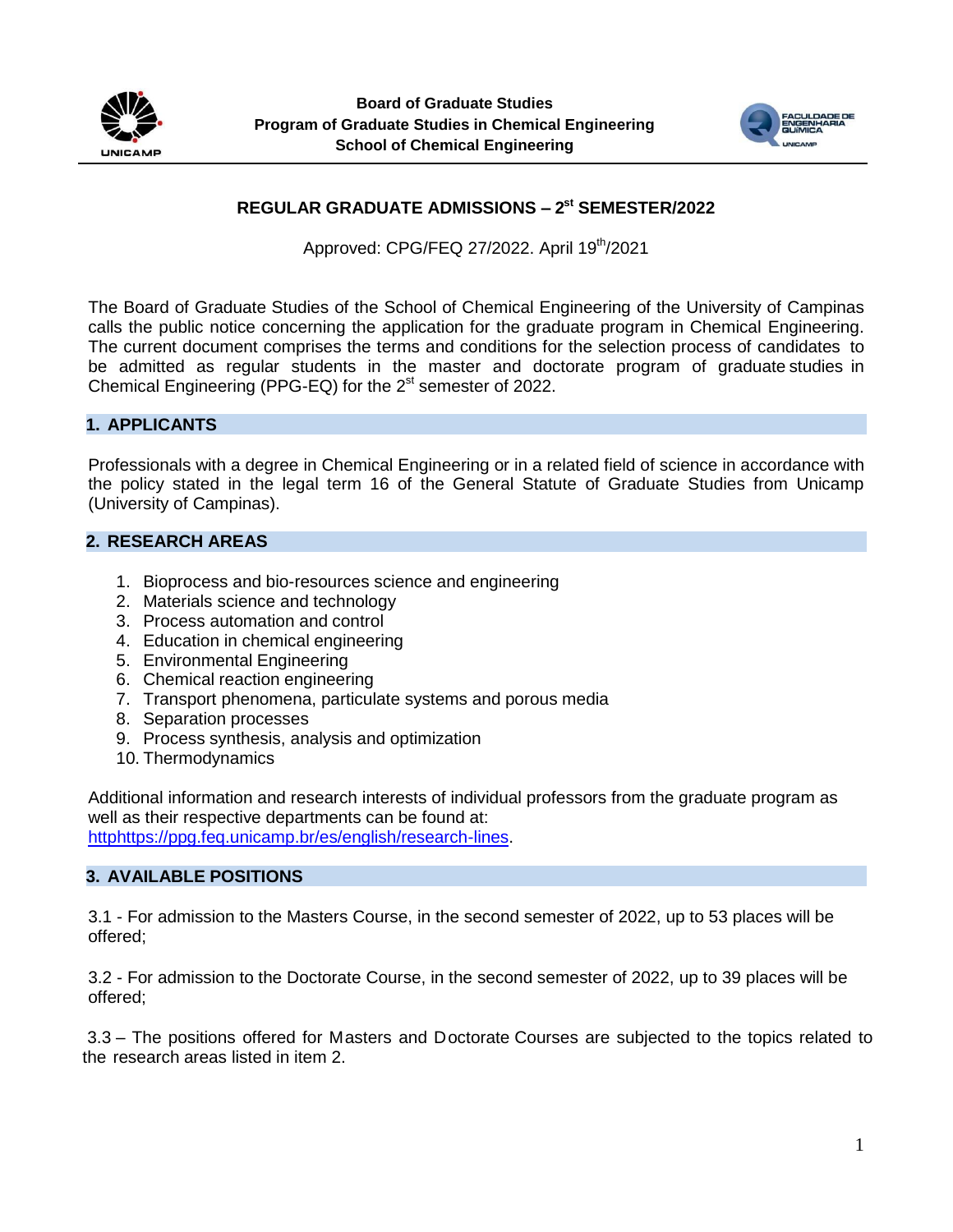**Board of Graduate Studies**
**Program of Graduate Studies in Chemical Engineering**
**School of Chemical Engineering**

# REGULAR GRADUATE ADMISSIONS – 2st SEMESTER/2022

Approved: CPG/FEQ 27/2022. April 19th/2021

The Board of Graduate Studies of the School of Chemical Engineering of the University of Campinas calls the public notice concerning the application for the graduate program in Chemical Engineering. The current document comprises the terms and conditions for the selection process of candidates to be admitted as regular students in the master and doctorate program of graduate studies in Chemical Engineering (PPG-EQ) for the 2st semester of 2022.

## 1. APPLICANTS

Professionals with a degree in Chemical Engineering or in a related field of science in accordance with the policy stated in the legal term 16 of the General Statute of Graduate Studies from Unicamp (University of Campinas).

## 2. RESEARCH AREAS

1. Bioprocess and bio-resources science and engineering
2. Materials science and technology
3. Process automation and control
4. Education in chemical engineering
5. Environmental Engineering
6. Chemical reaction engineering
7. Transport phenomena, particulate systems and porous media
8. Separation processes
9. Process synthesis, analysis and optimization
10. Thermodynamics

Additional information and research interests of individual professors from the graduate program as well as their respective departments can be found at: [httphttps://ppg.feq.unicamp.br/es/english/research-lines](httphttps://ppg.feq.unicamp.br/es/english/research-lines).

## 3. AVAILABLE POSITIONS

3.1 - For admission to the Masters Course, in the second semester of 2022, up to 53 places will be offered;

3.2 - For admission to the Doctorate Course, in the second semester of 2022, up to 39 places will be offered;

3.3 – The positions offered for Masters and Doctorate Courses are subjected to the topics related to the research areas listed in item 2.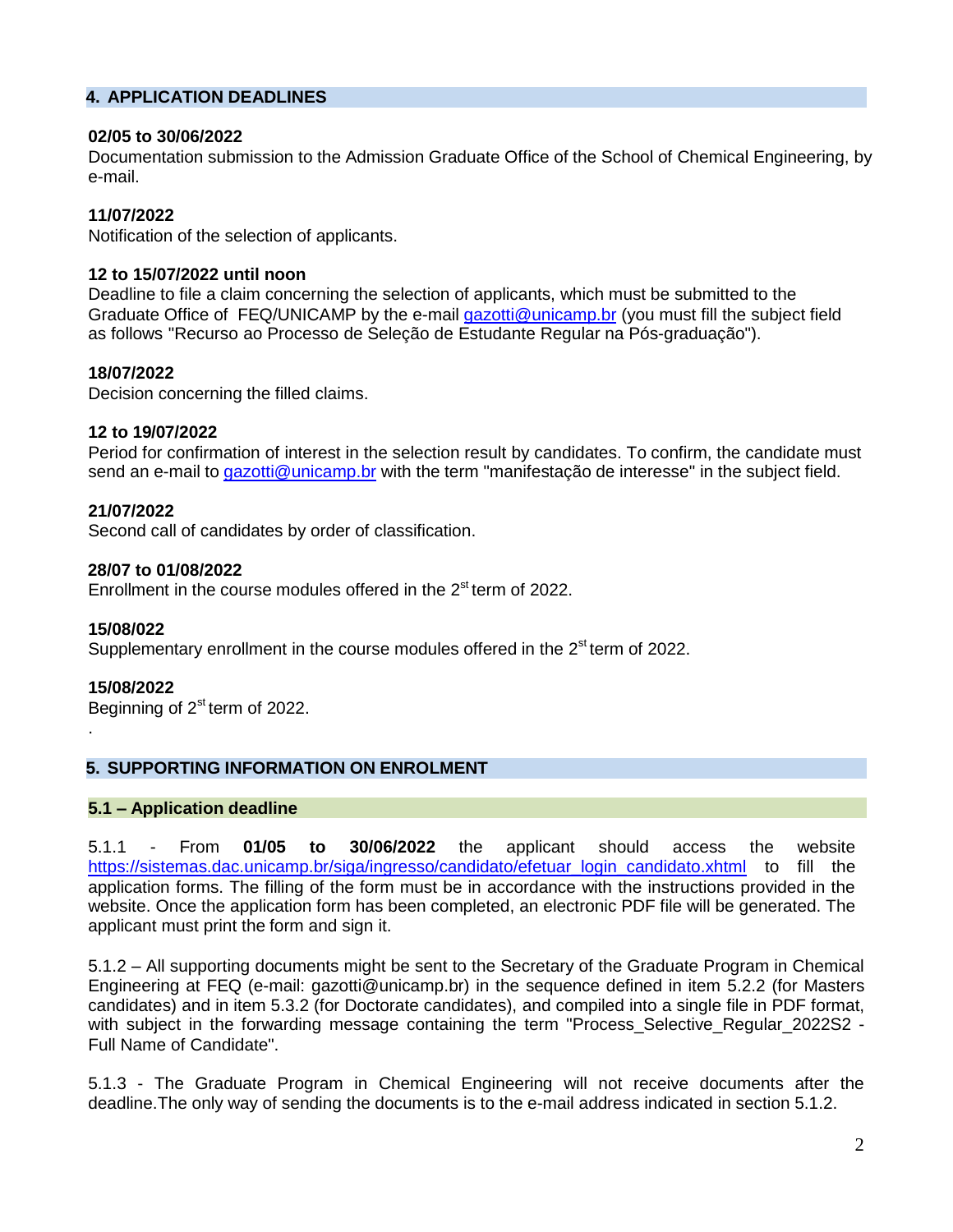## 4. APPLICATION DEADLINES

**02/05 to 30/06/2022**
Documentation submission to the Admission Graduate Office of the School of Chemical Engineering, by e-mail.

**11/07/2022**
Notification of the selection of applicants.

**12 to 15/07/2022 until noon**
Deadline to file a claim concerning the selection of applicants, which must be submitted to the Graduate Office of FEQ/UNICAMP by the e-mail gazotti@unicamp.br (you must fill the subject field as follows "Recurso ao Processo de Seleção de Estudante Regular na Pós-graduação").

**18/07/2022**
Decision concerning the filled claims.

**12 to 19/07/2022**
Period for confirmation of interest in the selection result by candidates. To confirm, the candidate must send an e-mail to gazotti@unicamp.br with the term "manifestação de interesse" in the subject field.

**21/07/2022**
Second call of candidates by order of classification.

**28/07 to 01/08/2022**
Enrollment in the course modules offered in the 2st term of 2022.

**15/08/022**
Supplementary enrollment in the course modules offered in the 2st term of 2022.

**15/08/2022**
Beginning of 2st term of 2022.

.

## 5. SUPPORTING INFORMATION ON ENROLMENT

### 5.1 – Application deadline

5.1.1 - From **01/05 to 30/06/2022** the applicant should access the website https://sistemas.dac.unicamp.br/siga/ingresso/candidato/efetuar_login_candidato.xhtml to fill the application forms. The filling of the form must be in accordance with the instructions provided in the website. Once the application form has been completed, an electronic PDF file will be generated. The applicant must print the form and sign it.

5.1.2 – All supporting documents might be sent to the Secretary of the Graduate Program in Chemical Engineering at FEQ (e-mail: gazotti@unicamp.br) in the sequence defined in item 5.2.2 (for Masters candidates) and in item 5.3.2 (for Doctorate candidates), and compiled into a single file in PDF format, with subject in the forwarding message containing the term "Process_Selective_Regular_2022S2 - Full Name of Candidate".

5.1.3 - The Graduate Program in Chemical Engineering will not receive documents after the deadline.The only way of sending the documents is to the e-mail address indicated in section 5.1.2.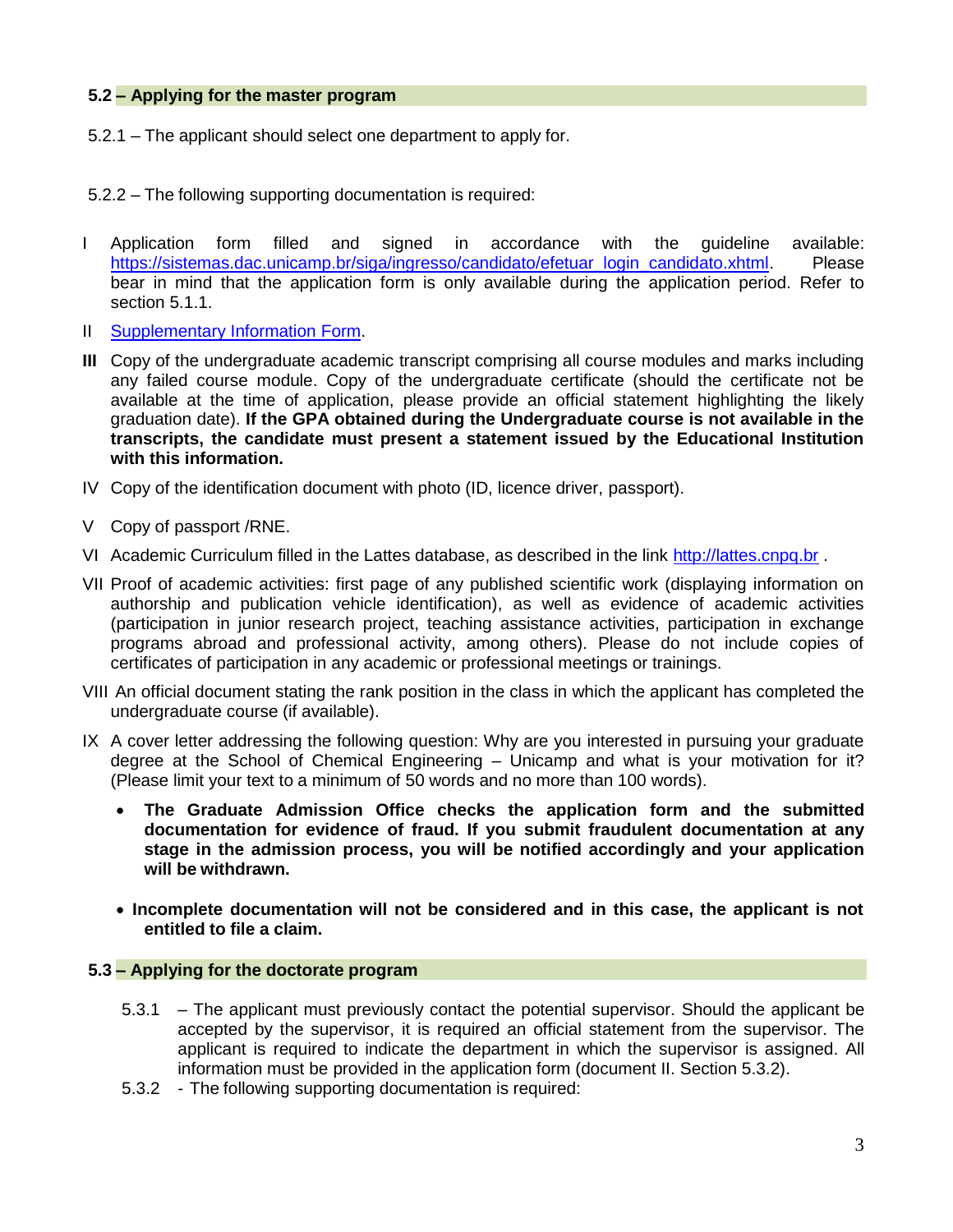### 5.2 – Applying for the master program

5.2.1 – The applicant should select one department to apply for.

5.2.2 – The following supporting documentation is required:

I Application form filled and signed in accordance with the guideline available: [https://sistemas.dac.unicamp.br/siga/ingresso/candidato/efetuar_login_candidato.xhtml](https://sistemas.dac.unicamp.br/siga/ingresso/candidato/efetuar_login_candidato.xhtml). Please bear in mind that the application form is only available during the application period. Refer to section 5.1.1.

II Supplementary Information Form.

**III** Copy of the undergraduate academic transcript comprising all course modules and marks including any failed course module. Copy of the undergraduate certificate (should the certificate not be available at the time of application, please provide an official statement highlighting the likely graduation date). **If the GPA obtained during the Undergraduate course is not available in the transcripts, the candidate must present a statement issued by the Educational Institution with this information.**

IV Copy of the identification document with photo (ID, licence driver, passport).

V Copy of passport /RNE.

VI Academic Curriculum filled in the Lattes database, as described in the link [http://lattes.cnpq.br](http://lattes.cnpq.br) .

VII Proof of academic activities: first page of any published scientific work (displaying information on authorship and publication vehicle identification), as well as evidence of academic activities (participation in junior research project, teaching assistance activities, participation in exchange programs abroad and professional activity, among others). Please do not include copies of certificates of participation in any academic or professional meetings or trainings.

VIII An official document stating the rank position in the class in which the applicant has completed the undergraduate course (if available).

IX A cover letter addressing the following question: Why are you interested in pursuing your graduate degree at the School of Chemical Engineering – Unicamp and what is your motivation for it? (Please limit your text to a minimum of 50 words and no more than 100 words).

- **The Graduate Admission Office checks the application form and the submitted documentation for evidence of fraud. If you submit fraudulent documentation at any stage in the admission process, you will be notified accordingly and your application will be withdrawn.**

- **Incomplete documentation will not be considered and in this case, the applicant is not entitled to file a claim.**

### 5.3 – Applying for the doctorate program

5.3.1 – The applicant must previously contact the potential supervisor. Should the applicant be accepted by the supervisor, it is required an official statement from the supervisor. The applicant is required to indicate the department in which the supervisor is assigned. All information must be provided in the application form (document II. Section 5.3.2).

5.3.2 - The following supporting documentation is required: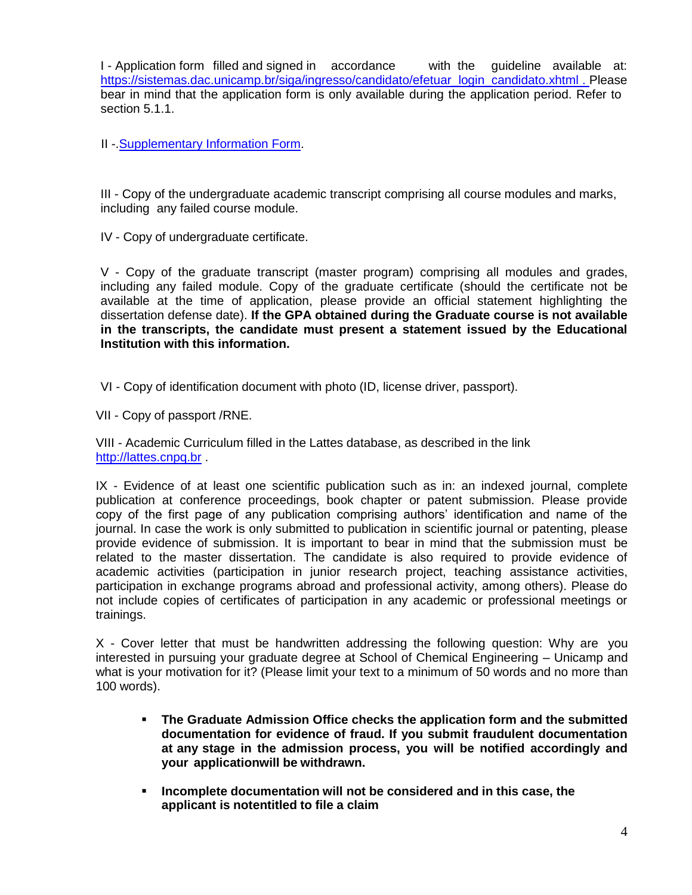I - Application form filled and signed in accordance with the guideline available at: https://sistemas.dac.unicamp.br/siga/ingresso/candidato/efetuar_login_candidato.xhtml . Please bear in mind that the application form is only available during the application period. Refer to section 5.1.1.

II -.Supplementary Information Form.

III - Copy of the undergraduate academic transcript comprising all course modules and marks, including any failed course module.

IV - Copy of undergraduate certificate.

V - Copy of the graduate transcript (master program) comprising all modules and grades, including any failed module. Copy of the graduate certificate (should the certificate not be available at the time of application, please provide an official statement highlighting the dissertation defense date). **If the GPA obtained during the Graduate course is not available in the transcripts, the candidate must present a statement issued by the Educational Institution with this information.**

VI - Copy of identification document with photo (ID, license driver, passport).

VII - Copy of passport /RNE.

VIII - Academic Curriculum filled in the Lattes database, as described in the link http://lattes.cnpq.br .

IX - Evidence of at least one scientific publication such as in: an indexed journal, complete publication at conference proceedings, book chapter or patent submission. Please provide copy of the first page of any publication comprising authors' identification and name of the journal. In case the work is only submitted to publication in scientific journal or patenting, please provide evidence of submission. It is important to bear in mind that the submission must be related to the master dissertation. The candidate is also required to provide evidence of academic activities (participation in junior research project, teaching assistance activities, participation in exchange programs abroad and professional activity, among others). Please do not include copies of certificates of participation in any academic or professional meetings or trainings.

X - Cover letter that must be handwritten addressing the following question: Why are you interested in pursuing your graduate degree at School of Chemical Engineering – Unicamp and what is your motivation for it? (Please limit your text to a minimum of 50 words and no more than 100 words).

- **The Graduate Admission Office checks the application form and the submitted documentation for evidence of fraud. If you submit fraudulent documentation at any stage in the admission process, you will be notified accordingly and your applicationwill be withdrawn.**

- **Incomplete documentation will not be considered and in this case, the applicant is notentitled to file a claim**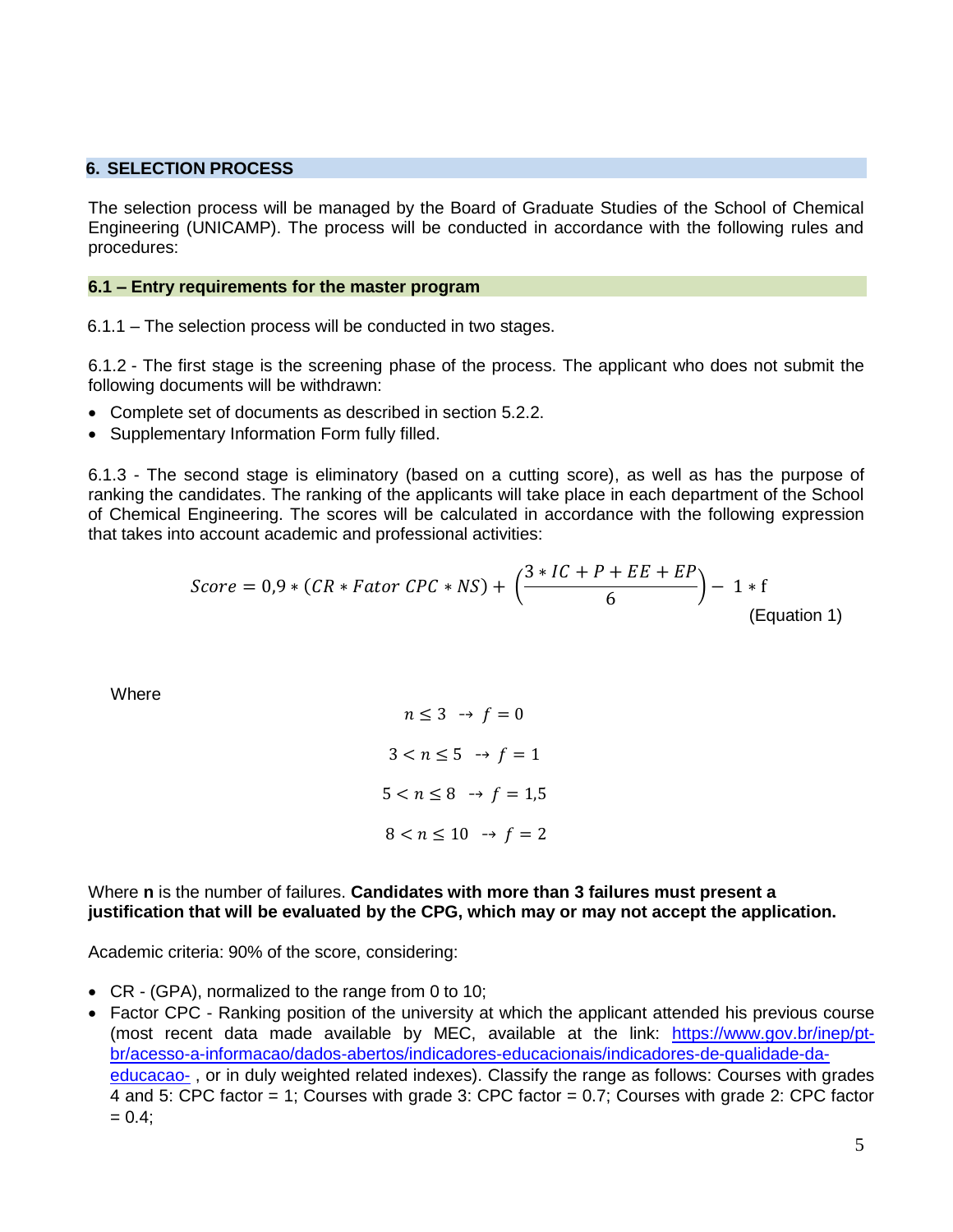## 6. SELECTION PROCESS

The selection process will be managed by the Board of Graduate Studies of the School of Chemical Engineering (UNICAMP). The process will be conducted in accordance with the following rules and procedures:

### 6.1 – Entry requirements for the master program

6.1.1 – The selection process will be conducted in two stages.

6.1.2 - The first stage is the screening phase of the process. The applicant who does not submit the following documents will be withdrawn:

- Complete set of documents as described in section 5.2.2.
- Supplementary Information Form fully filled.

6.1.3 - The second stage is eliminatory (based on a cutting score), as well as has the purpose of ranking the candidates. The ranking of the applicants will take place in each department of the School of Chemical Engineering. The scores will be calculated in accordance with the following expression that takes into account academic and professional activities:

$$Score = 0{,}9 * (CR * Fator\ CPC * NS) + \left(\frac{3 * IC + P + EE + EP}{6}\right) - 1 * \mathrm{f} \quad \text{(Equation 1)}$$

Where

$$n \leq 3 \ \rightarrow f = 0$$

$$3 < n \leq 5 \ \rightarrow f = 1$$

$$5 < n \leq 8 \ \rightarrow f = 1{,}5$$

$$8 < n \leq 10 \ \rightarrow f = 2$$

Where **n** is the number of failures. **Candidates with more than 3 failures must present a justification that will be evaluated by the CPG, which may or may not accept the application.**

Academic criteria: 90% of the score, considering:

- CR - (GPA), normalized to the range from 0 to 10;
- Factor CPC - Ranking position of the university at which the applicant attended his previous course (most recent data made available by MEC, available at the link: https://www.gov.br/inep/pt-br/acesso-a-informacao/dados-abertos/indicadores-educacionais/indicadores-de-qualidade-da-educacao- , or in duly weighted related indexes). Classify the range as follows: Courses with grades 4 and 5: CPC factor = 1; Courses with grade 3: CPC factor = 0.7; Courses with grade 2: CPC factor = 0.4;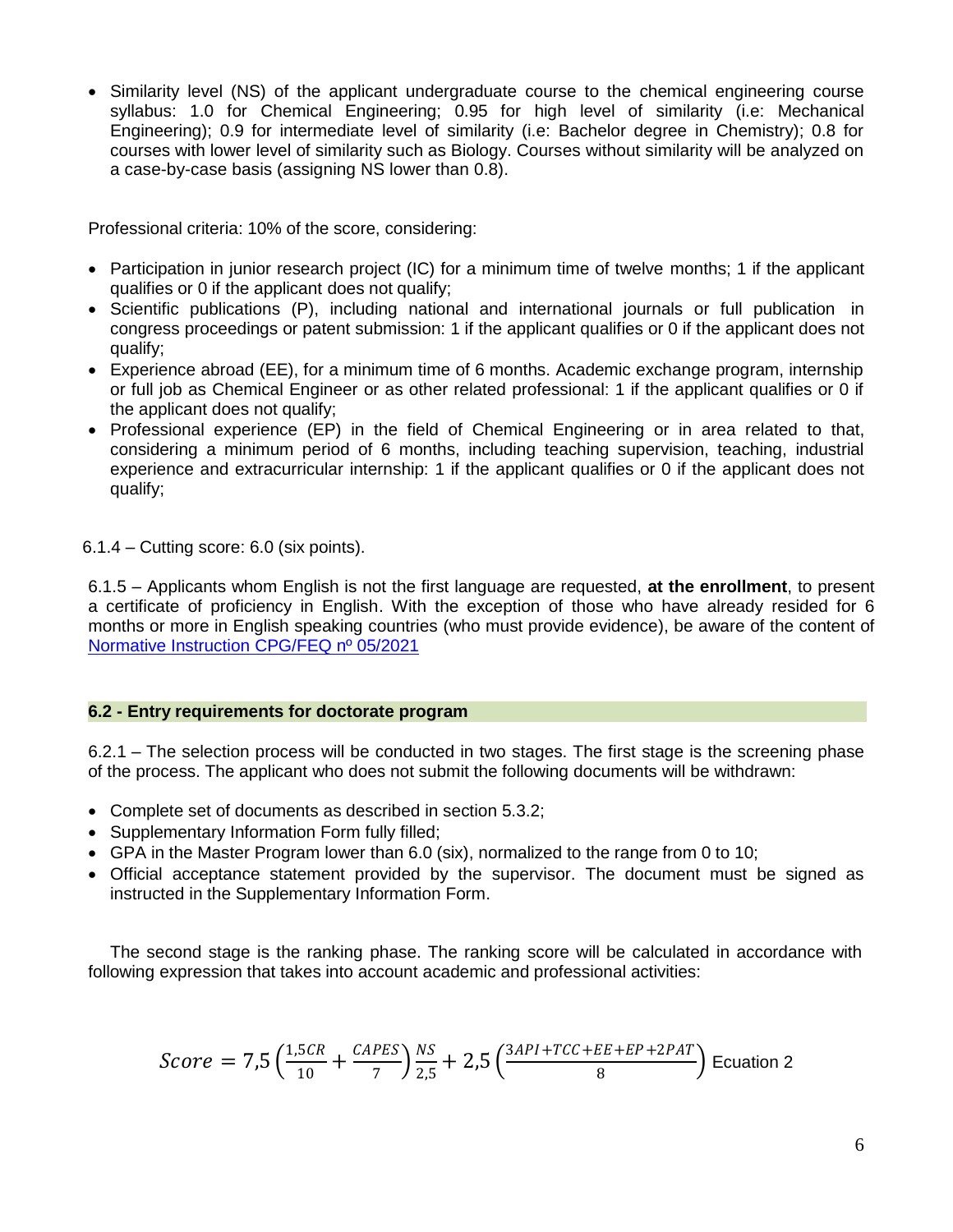- Similarity level (NS) of the applicant undergraduate course to the chemical engineering course syllabus: 1.0 for Chemical Engineering; 0.95 for high level of similarity (i.e: Mechanical Engineering); 0.9 for intermediate level of similarity (i.e: Bachelor degree in Chemistry); 0.8 for courses with lower level of similarity such as Biology. Courses without similarity will be analyzed on a case-by-case basis (assigning NS lower than 0.8).

Professional criteria: 10% of the score, considering:

- Participation in junior research project (IC) for a minimum time of twelve months; 1 if the applicant qualifies or 0 if the applicant does not qualify;
- Scientific publications (P), including national and international journals or full publication in congress proceedings or patent submission: 1 if the applicant qualifies or 0 if the applicant does not qualify;
- Experience abroad (EE), for a minimum time of 6 months. Academic exchange program, internship or full job as Chemical Engineer or as other related professional: 1 if the applicant qualifies or 0 if the applicant does not qualify;
- Professional experience (EP) in the field of Chemical Engineering or in area related to that, considering a minimum period of 6 months, including teaching supervision, teaching, industrial experience and extracurricular internship: 1 if the applicant qualifies or 0 if the applicant does not qualify;

6.1.4 – Cutting score: 6.0 (six points).

6.1.5 – Applicants whom English is not the first language are requested, **at the enrollment**, to present a certificate of proficiency in English. With the exception of those who have already resided for 6 months or more in English speaking countries (who must provide evidence), be aware of the content of Normative Instruction CPG/FEQ nº 05/2021

### 6.2 - Entry requirements for doctorate program

6.2.1 – The selection process will be conducted in two stages. The first stage is the screening phase of the process. The applicant who does not submit the following documents will be withdrawn:

- Complete set of documents as described in section 5.3.2;
- Supplementary Information Form fully filled;
- GPA in the Master Program lower than 6.0 (six), normalized to the range from 0 to 10;
- Official acceptance statement provided by the supervisor. The document must be signed as instructed in the Supplementary Information Form.

The second stage is the ranking phase. The ranking score will be calculated in accordance with following expression that takes into account academic and professional activities:

$$Score = 7{,}5\left(\frac{1{,}5CR}{10} + \frac{CAPES}{7}\right)\frac{NS}{2{,}5} + 2{,}5\left(\frac{3API + TCC + EE + EP + 2PAT}{8}\right) \quad \text{Ecuation 2}$$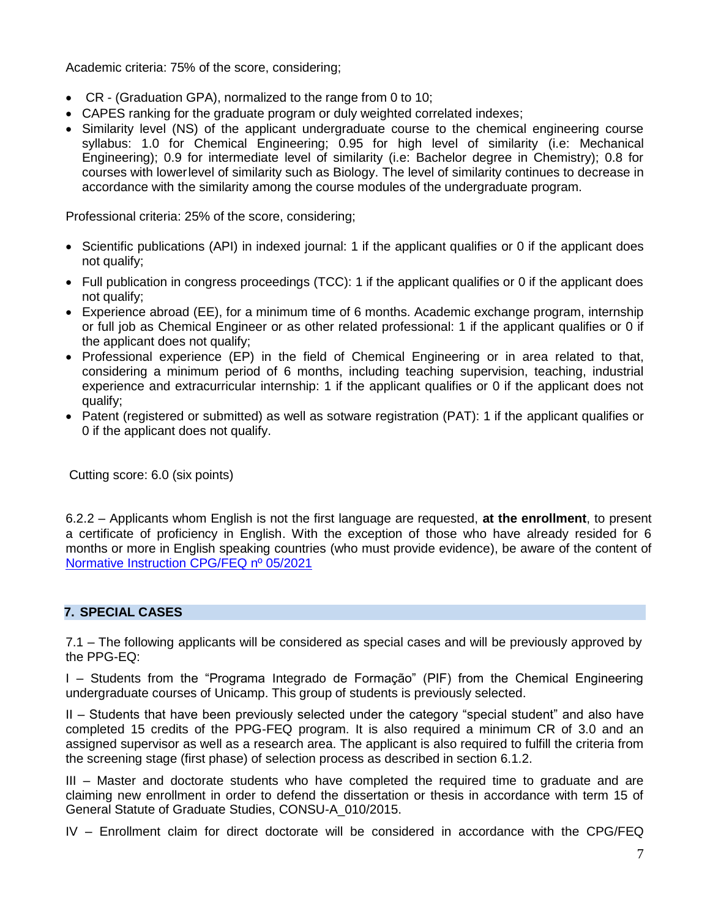Academic criteria: 75% of the score, considering;

- CR - (Graduation GPA), normalized to the range from 0 to 10;
- CAPES ranking for the graduate program or duly weighted correlated indexes;
- Similarity level (NS) of the applicant undergraduate course to the chemical engineering course syllabus: 1.0 for Chemical Engineering; 0.95 for high level of similarity (i.e: Mechanical Engineering); 0.9 for intermediate level of similarity (i.e: Bachelor degree in Chemistry); 0.8 for courses with lowerlevel of similarity such as Biology. The level of similarity continues to decrease in accordance with the similarity among the course modules of the undergraduate program.

Professional criteria: 25% of the score, considering;

- Scientific publications (API) in indexed journal: 1 if the applicant qualifies or 0 if the applicant does not qualify;
- Full publication in congress proceedings (TCC): 1 if the applicant qualifies or 0 if the applicant does not qualify;
- Experience abroad (EE), for a minimum time of 6 months. Academic exchange program, internship or full job as Chemical Engineer or as other related professional: 1 if the applicant qualifies or 0 if the applicant does not qualify;
- Professional experience (EP) in the field of Chemical Engineering or in area related to that, considering a minimum period of 6 months, including teaching supervision, teaching, industrial experience and extracurricular internship: 1 if the applicant qualifies or 0 if the applicant does not qualify;
- Patent (registered or submitted) as well as sotware registration (PAT): 1 if the applicant qualifies or 0 if the applicant does not qualify.

Cutting score: 6.0 (six points)

6.2.2 – Applicants whom English is not the first language are requested, **at the enrollment**, to present a certificate of proficiency in English. With the exception of those who have already resided for 6 months or more in English speaking countries (who must provide evidence), be aware of the content of Normative Instruction CPG/FEQ nº 05/2021

## 7. SPECIAL CASES

7.1 – The following applicants will be considered as special cases and will be previously approved by the PPG-EQ:

I – Students from the “Programa Integrado de Formação” (PIF) from the Chemical Engineering undergraduate courses of Unicamp. This group of students is previously selected.

II – Students that have been previously selected under the category “special student” and also have completed 15 credits of the PPG-FEQ program. It is also required a minimum CR of 3.0 and an assigned supervisor as well as a research area. The applicant is also required to fulfill the criteria from the screening stage (first phase) of selection process as described in section 6.1.2.

III – Master and doctorate students who have completed the required time to graduate and are claiming new enrollment in order to defend the dissertation or thesis in accordance with term 15 of General Statute of Graduate Studies, CONSU-A_010/2015.

IV – Enrollment claim for direct doctorate will be considered in accordance with the CPG/FEQ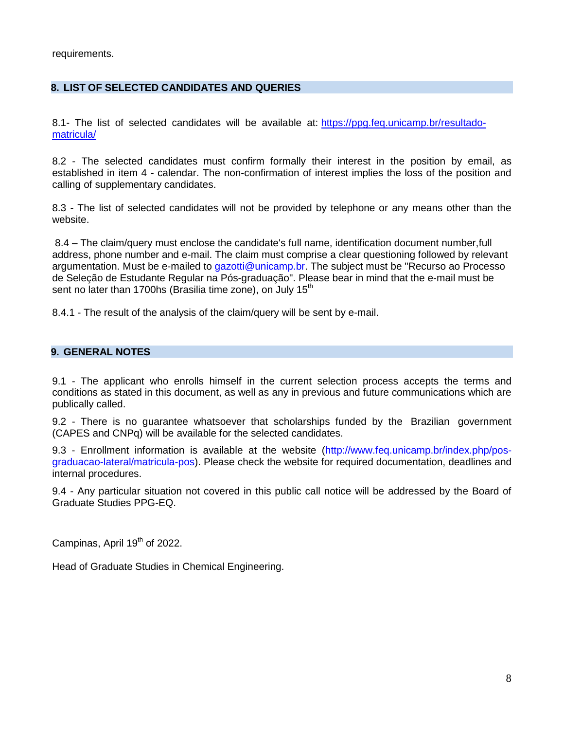requirements.

## 8. LIST OF SELECTED CANDIDATES AND QUERIES

8.1- The list of selected candidates will be available at: [https://ppg.feq.unicamp.br/resultado-matricula/](https://ppg.feq.unicamp.br/resultado-matricula/)

8.2 - The selected candidates must confirm formally their interest in the position by email, as established in item 4 - calendar. The non-confirmation of interest implies the loss of the position and calling of supplementary candidates.

8.3 - The list of selected candidates will not be provided by telephone or any means other than the website.

8.4 – The claim/query must enclose the candidate's full name, identification document number,full address, phone number and e-mail. The claim must comprise a clear questioning followed by relevant argumentation. Must be e-mailed to gazotti@unicamp.br. The subject must be "Recurso ao Processo de Seleção de Estudante Regular na Pós-graduação". Please bear in mind that the e-mail must be sent no later than 1700hs (Brasilia time zone), on July 15th

8.4.1 - The result of the analysis of the claim/query will be sent by e-mail.

## 9. GENERAL NOTES

9.1 - The applicant who enrolls himself in the current selection process accepts the terms and conditions as stated in this document, as well as any in previous and future communications which are publically called.

9.2 - There is no guarantee whatsoever that scholarships funded by the Brazilian government (CAPES and CNPq) will be available for the selected candidates.

9.3 - Enrollment information is available at the website (http://www.feq.unicamp.br/index.php/pos-graduacao-lateral/matricula-pos). Please check the website for required documentation, deadlines and internal procedures.

9.4 - Any particular situation not covered in this public call notice will be addressed by the Board of Graduate Studies PPG-EQ.

Campinas, April 19th of 2022.

Head of Graduate Studies in Chemical Engineering.